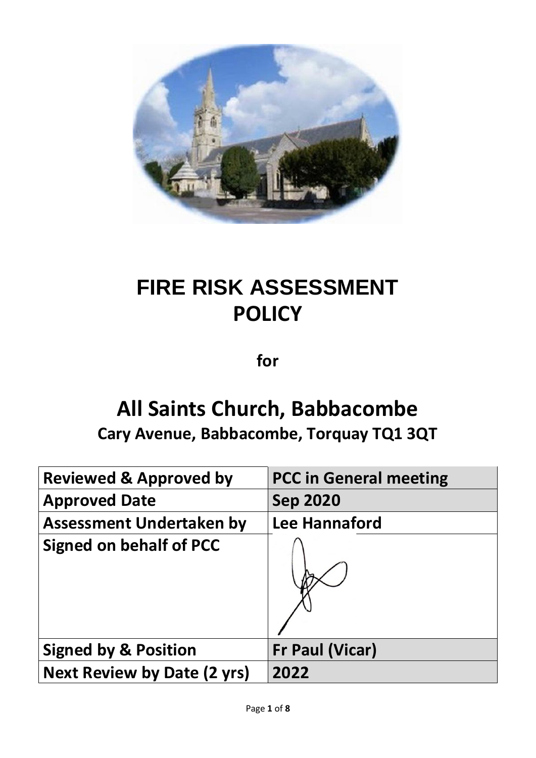# FIRE RISK ASSESSMENT POLICY

**for**

# All Saints Church, Babbacombe

## Cary Avenue, Babbacombe, Torquay TQ1 3QT

| Reviewed & Approved by | PCC in General meeting |
|---|---|
| Approved Date | Sep 2020 |
| Assessment Undertaken by | Lee Hannaford |
| Signed on behalf of PCC | |
| Signed by & Position | Fr Paul (Vicar) |
| Next Review by Date (2 yrs) | 2022 |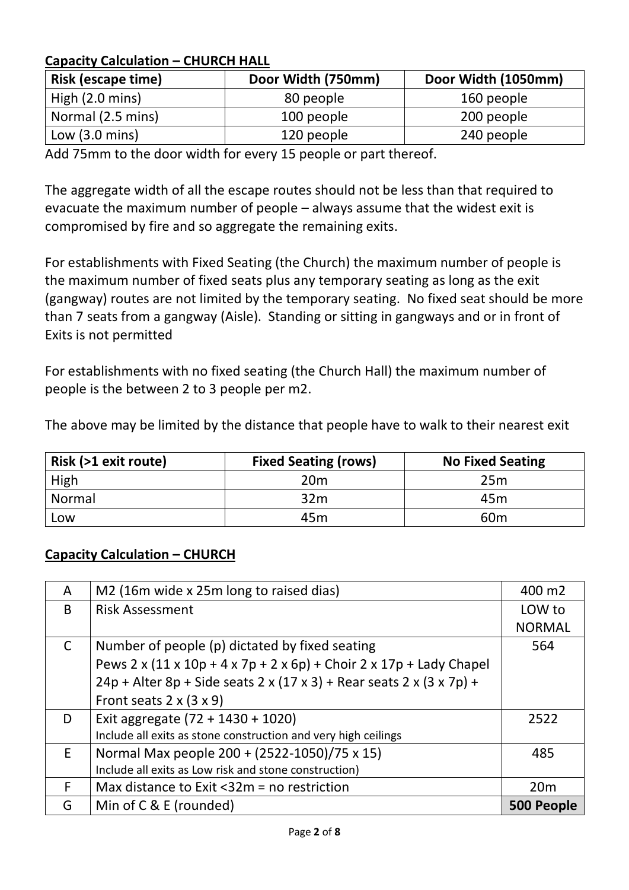**Capacity Calculation – CHURCH HALL**

| Risk (escape time) | Door Width (750mm) | Door Width (1050mm) |
|---|---|---|
| High (2.0 mins) | 80 people | 160 people |
| Normal (2.5 mins) | 100 people | 200 people |
| Low (3.0 mins) | 120 people | 240 people |

Add 75mm to the door width for every 15 people or part thereof.

The aggregate width of all the escape routes should not be less than that required to evacuate the maximum number of people – always assume that the widest exit is compromised by fire and so aggregate the remaining exits.

For establishments with Fixed Seating (the Church) the maximum number of people is the maximum number of fixed seats plus any temporary seating as long as the exit (gangway) routes are not limited by the temporary seating. No fixed seat should be more than 7 seats from a gangway (Aisle). Standing or sitting in gangways and or in front of Exits is not permitted

For establishments with no fixed seating (the Church Hall) the maximum number of people is the between 2 to 3 people per m2.

The above may be limited by the distance that people have to walk to their nearest exit

| Risk (>1 exit route) | Fixed Seating (rows) | No Fixed Seating |
|---|---|---|
| High | 20m | 25m |
| Normal | 32m | 45m |
| Low | 45m | 60m |

**Capacity Calculation – CHURCH**

| | | |
|---|---|---|
| A | M2 (16m wide x 25m long to raised dias) | 400 m2 |
| B | Risk Assessment | LOW to NORMAL |
| C | Number of people (p) dictated by fixed seating<br>Pews 2 x (11 x 10p + 4 x 7p + 2 x 6p) + Choir 2 x 17p + Lady Chapel 24p + Alter 8p + Side seats 2 x (17 x 3) + Rear seats 2 x (3 x 7p) + Front seats 2 x (3 x 9) | 564 |
| D | Exit aggregate (72 + 1430 + 1020)<br>Include all exits as stone construction and very high ceilings | 2522 |
| E | Normal Max people 200 + (2522-1050)/75 x 15)<br>Include all exits as Low risk and stone construction) | 485 |
| F | Max distance to Exit <32m = no restriction | 20m |
| G | Min of C & E (rounded) | **500 People** |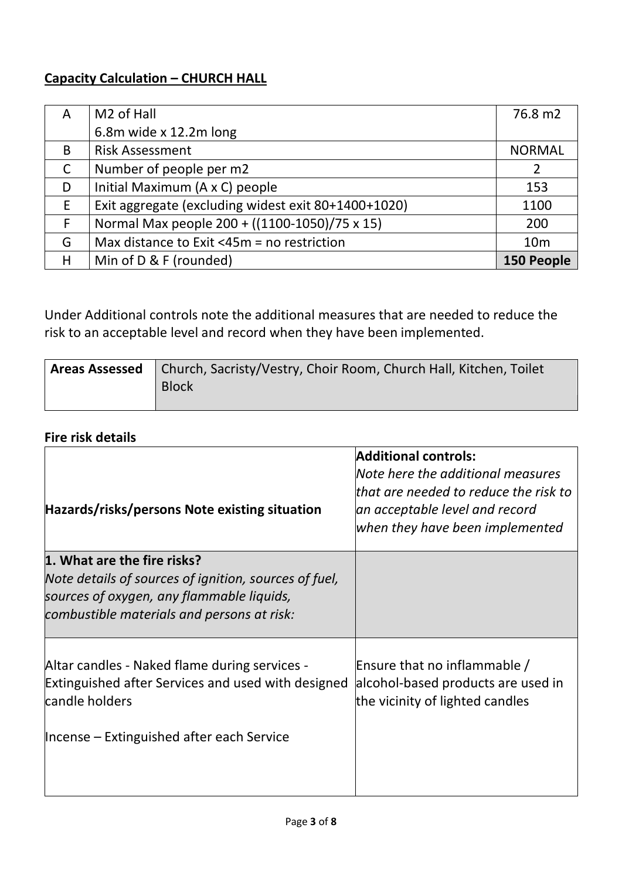**Capacity Calculation – CHURCH HALL**

| A | M2 of Hall<br>6.8m wide x 12.2m long | 76.8 m2 |
|---|---|---|
| B | Risk Assessment | NORMAL |
| C | Number of people per m2 | 2 |
| D | Initial Maximum (A x C) people | 153 |
| E | Exit aggregate (excluding widest exit 80+1400+1020) | 1100 |
| F | Normal Max people 200 + ((1100-1050)/75 x 15) | 200 |
| G | Max distance to Exit <45m = no restriction | 10m |
| H | Min of D & F (rounded) | **150 People** |

Under Additional controls note the additional measures that are needed to reduce the risk to an acceptable level and record when they have been implemented.

| **Areas Assessed** | Church, Sacristy/Vestry, Choir Room, Church Hall, Kitchen, Toilet Block |
|---|---|

**Fire risk details**

| **Hazards/risks/persons Note existing situation** | **Additional controls:**<br>*Note here the additional measures that are needed to reduce the risk to an acceptable level and record when they have been implemented* |
|---|---|
| **1. What are the fire risks?**<br>*Note details of sources of ignition, sources of fuel, sources of oxygen, any flammable liquids, combustible materials and persons at risk:* | |
| Altar candles - Naked flame during services - Extinguished after Services and used with designed candle holders<br><br>Incense – Extinguished after each Service | Ensure that no inflammable / alcohol-based products are used in the vicinity of lighted candles |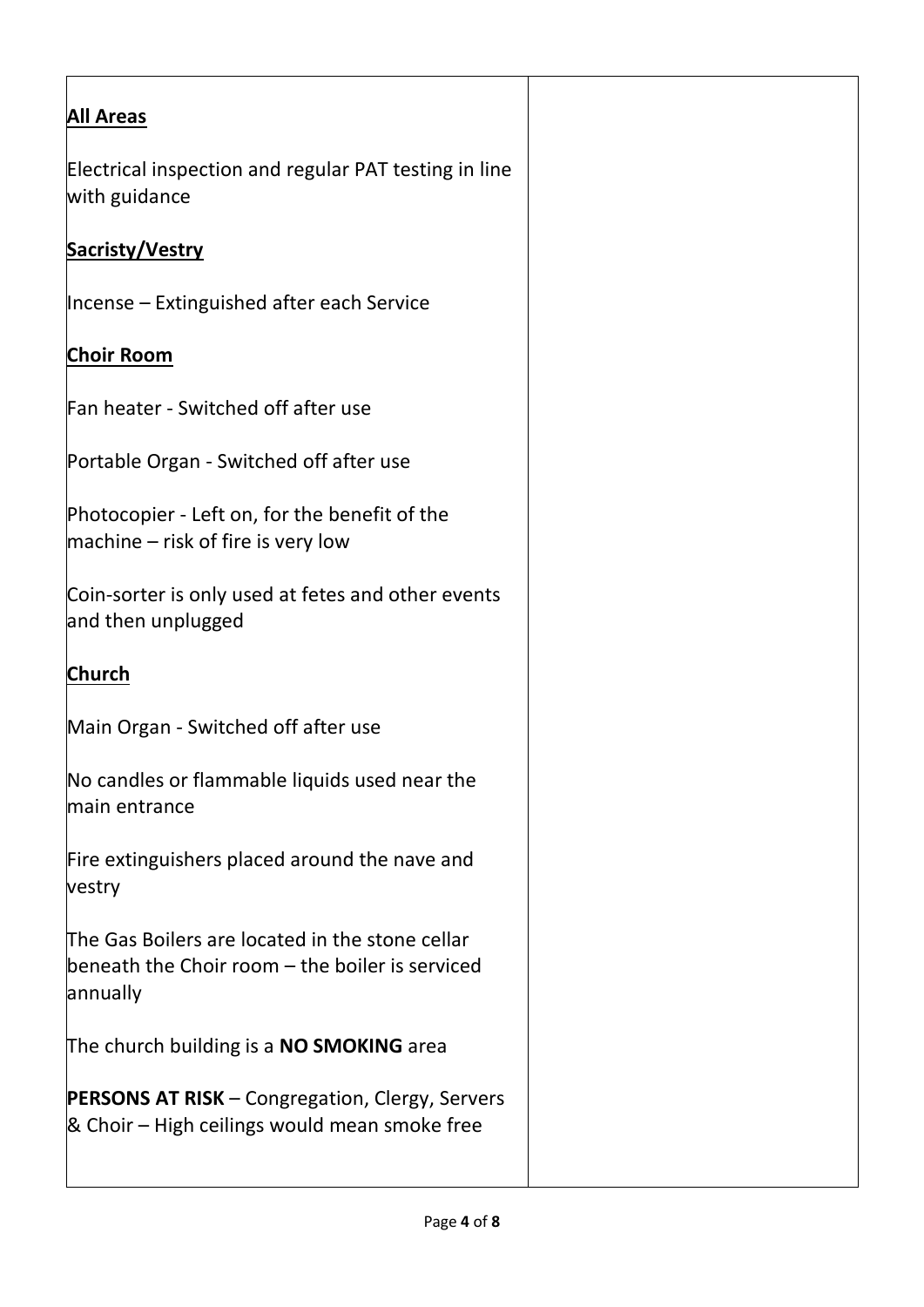| **All Areas** | |
|---|---|
| Electrical inspection and regular PAT testing in line with guidance | |
| **Sacristy/Vestry** | |
| Incense – Extinguished after each Service | |
| **Choir Room** | |
| Fan heater - Switched off after use | |
| Portable Organ - Switched off after use | |
| Photocopier - Left on, for the benefit of the machine – risk of fire is very low | |
| Coin-sorter is only used at fetes and other events and then unplugged | |
| **Church** | |
| Main Organ - Switched off after use | |
| No candles or flammable liquids used near the main entrance | |
| Fire extinguishers placed around the nave and vestry | |
| The Gas Boilers are located in the stone cellar beneath the Choir room – the boiler is serviced annually | |
| The church building is a **NO SMOKING** area | |
| **PERSONS AT RISK** – Congregation, Clergy, Servers & Choir – High ceilings would mean smoke free | |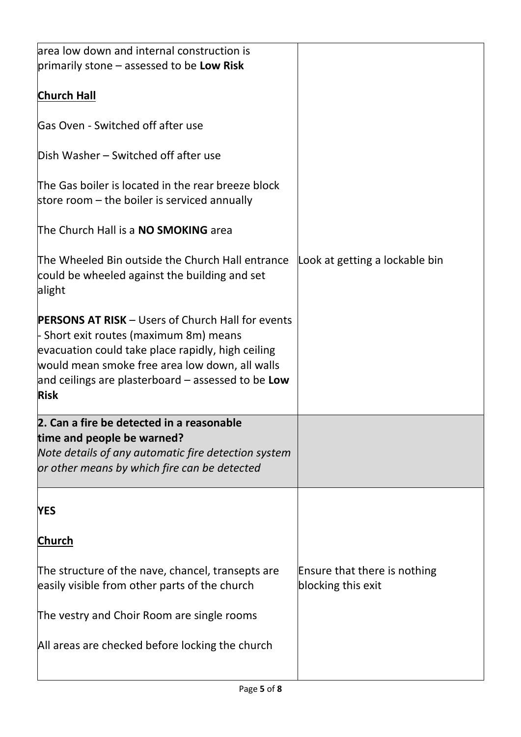| | |
|---|---|
| area low down and internal construction is primarily stone – assessed to be **Low Risk**<br><br>**Church Hall**<br><br>Gas Oven - Switched off after use<br><br>Dish Washer – Switched off after use<br><br>The Gas boiler is located in the rear breeze block store room – the boiler is serviced annually<br><br>The Church Hall is a **NO SMOKING** area | |
| The Wheeled Bin outside the Church Hall entrance could be wheeled against the building and set alight | Look at getting a lockable bin |
| **PERSONS AT RISK** – Users of Church Hall for events - Short exit routes (maximum 8m) means evacuation could take place rapidly, high ceiling would mean smoke free area low down, all walls and ceilings are plasterboard – assessed to be **Low Risk** | |
| **2. Can a fire be detected in a reasonable time and people be warned?**<br>*Note details of any automatic fire detection system or other means by which fire can be detected* | |
| **YES**<br><br>**Church** | |
| The structure of the nave, chancel, transepts are easily visible from other parts of the church | Ensure that there is nothing blocking this exit |
| The vestry and Choir Room are single rooms<br><br>All areas are checked before locking the church | |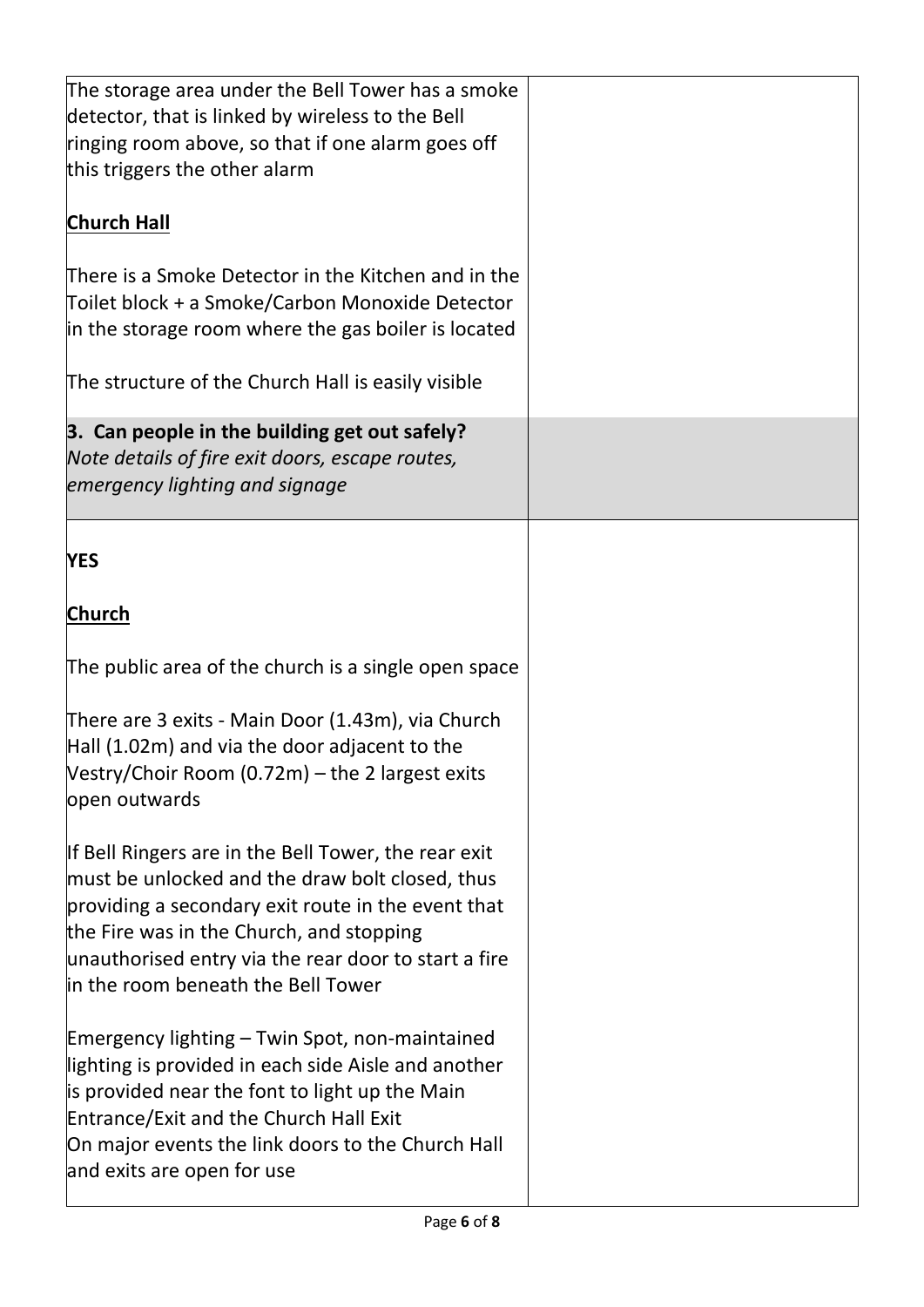| | |
|---|---|
| The storage area under the Bell Tower has a smoke detector, that is linked by wireless to the Bell ringing room above, so that if one alarm goes off this triggers the other alarm<br><br>**Church Hall**<br><br>There is a Smoke Detector in the Kitchen and in the Toilet block + a Smoke/Carbon Monoxide Detector in the storage room where the gas boiler is located<br><br>The structure of the Church Hall is easily visible | |
| **3. Can people in the building get out safely?**<br>*Note details of fire exit doors, escape routes, emergency lighting and signage* | |
| **YES**<br><br>**Church**<br><br>The public area of the church is a single open space<br><br>There are 3 exits - Main Door (1.43m), via Church Hall (1.02m) and via the door adjacent to the Vestry/Choir Room (0.72m) – the 2 largest exits open outwards<br><br>If Bell Ringers are in the Bell Tower, the rear exit must be unlocked and the draw bolt closed, thus providing a secondary exit route in the event that the Fire was in the Church, and stopping unauthorised entry via the rear door to start a fire in the room beneath the Bell Tower<br><br>Emergency lighting – Twin Spot, non-maintained lighting is provided in each side Aisle and another is provided near the font to light up the Main Entrance/Exit and the Church Hall Exit<br>On major events the link doors to the Church Hall and exits are open for use | |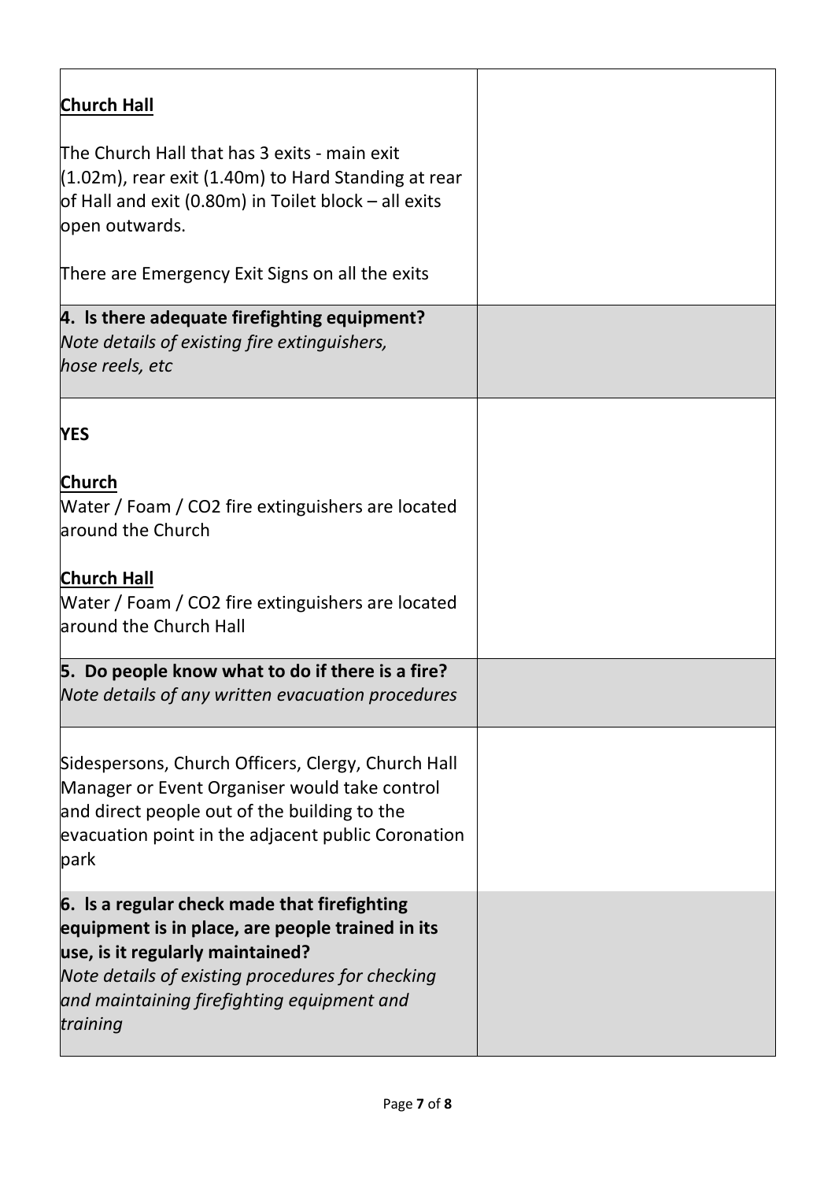| | |
|---|---|
| **Church Hall**<br><br>The Church Hall that has 3 exits - main exit (1.02m), rear exit (1.40m) to Hard Standing at rear of Hall and exit (0.80m) in Toilet block – all exits open outwards.<br><br>There are Emergency Exit Signs on all the exits | |
| **4. Is there adequate firefighting equipment?**<br>*Note details of existing fire extinguishers, hose reels, etc* | |
| **YES**<br><br>**Church**<br>Water / Foam / $CO_2$ fire extinguishers are located around the Church<br><br>**Church Hall**<br>Water / Foam / $CO_2$ fire extinguishers are located around the Church Hall | |
| **5. Do people know what to do if there is a fire?**<br>*Note details of any written evacuation procedures* | |
| Sidespersons, Church Officers, Clergy, Church Hall Manager or Event Organiser would take control and direct people out of the building to the evacuation point in the adjacent public Coronation park | |
| **6. Is a regular check made that firefighting equipment is in place, are people trained in its use, is it regularly maintained?**<br>*Note details of existing procedures for checking and maintaining firefighting equipment and training* | |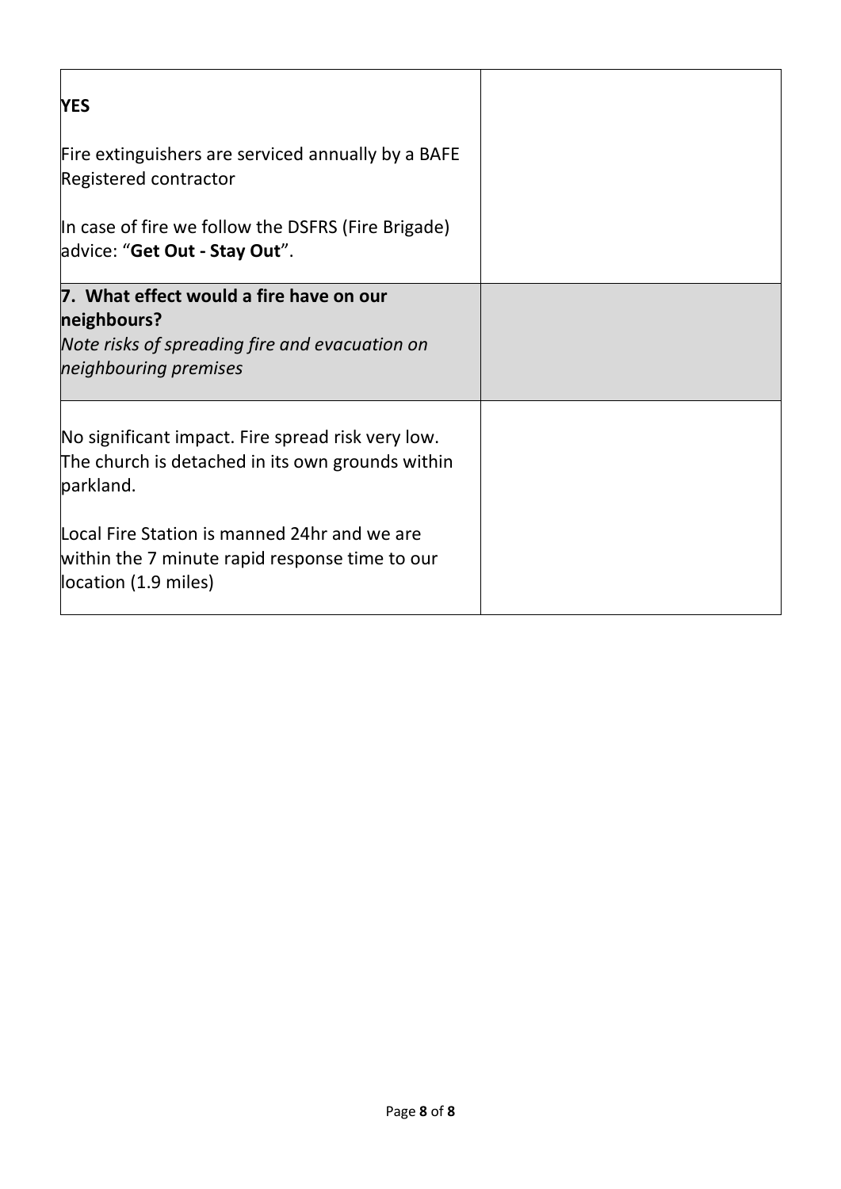| | |
|---|---|
| **YES**<br><br>Fire extinguishers are serviced annually by a BAFE Registered contractor<br><br>In case of fire we follow the DSFRS (Fire Brigade) advice: "**Get Out - Stay Out**". | |
| **7. What effect would a fire have on our neighbours?**<br>*Note risks of spreading fire and evacuation on neighbouring premises* | |
| No significant impact. Fire spread risk very low. The church is detached in its own grounds within parkland.<br><br>Local Fire Station is manned 24hr and we are within the 7 minute rapid response time to our location (1.9 miles) | |